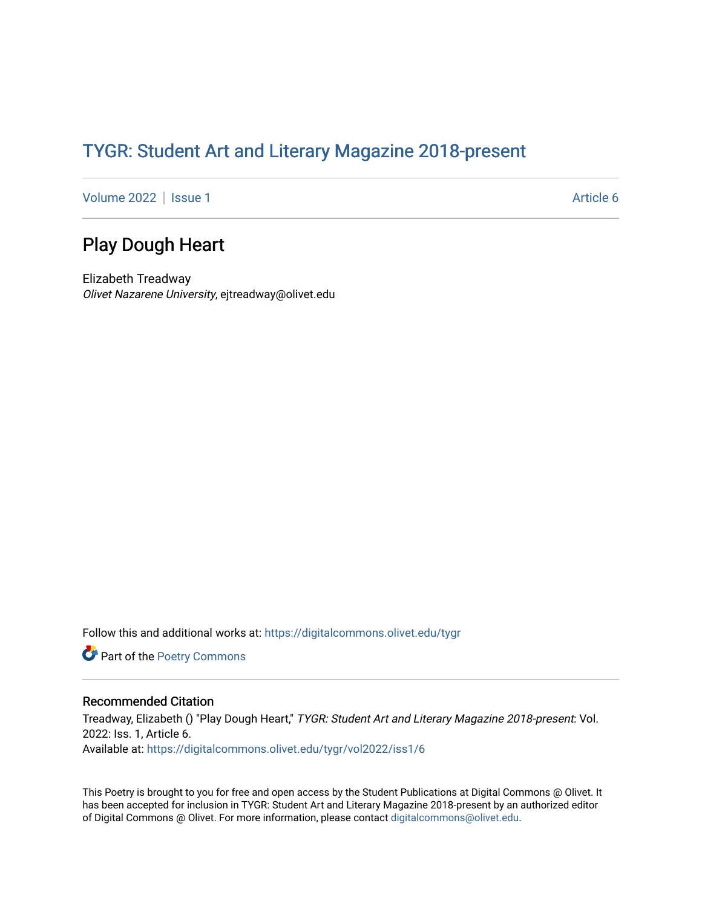# TYGR: Student Art and Literary Magazine 2018-present

Volume 2022 | Issue 1 | Article 6

## Play Dough Heart

Elizabeth Treadway
*Olivet Nazarene University*, ejtreadway@olivet.edu

Follow this and additional works at: https://digitalcommons.olivet.edu/tygr

Part of the Poetry Commons

### Recommended Citation

Treadway, Elizabeth () "Play Dough Heart," *TYGR: Student Art and Literary Magazine 2018-present*: Vol. 2022: Iss. 1, Article 6.
Available at: https://digitalcommons.olivet.edu/tygr/vol2022/iss1/6

This Poetry is brought to you for free and open access by the Student Publications at Digital Commons @ Olivet. It has been accepted for inclusion in TYGR: Student Art and Literary Magazine 2018-present by an authorized editor of Digital Commons @ Olivet. For more information, please contact digitalcommons@olivet.edu.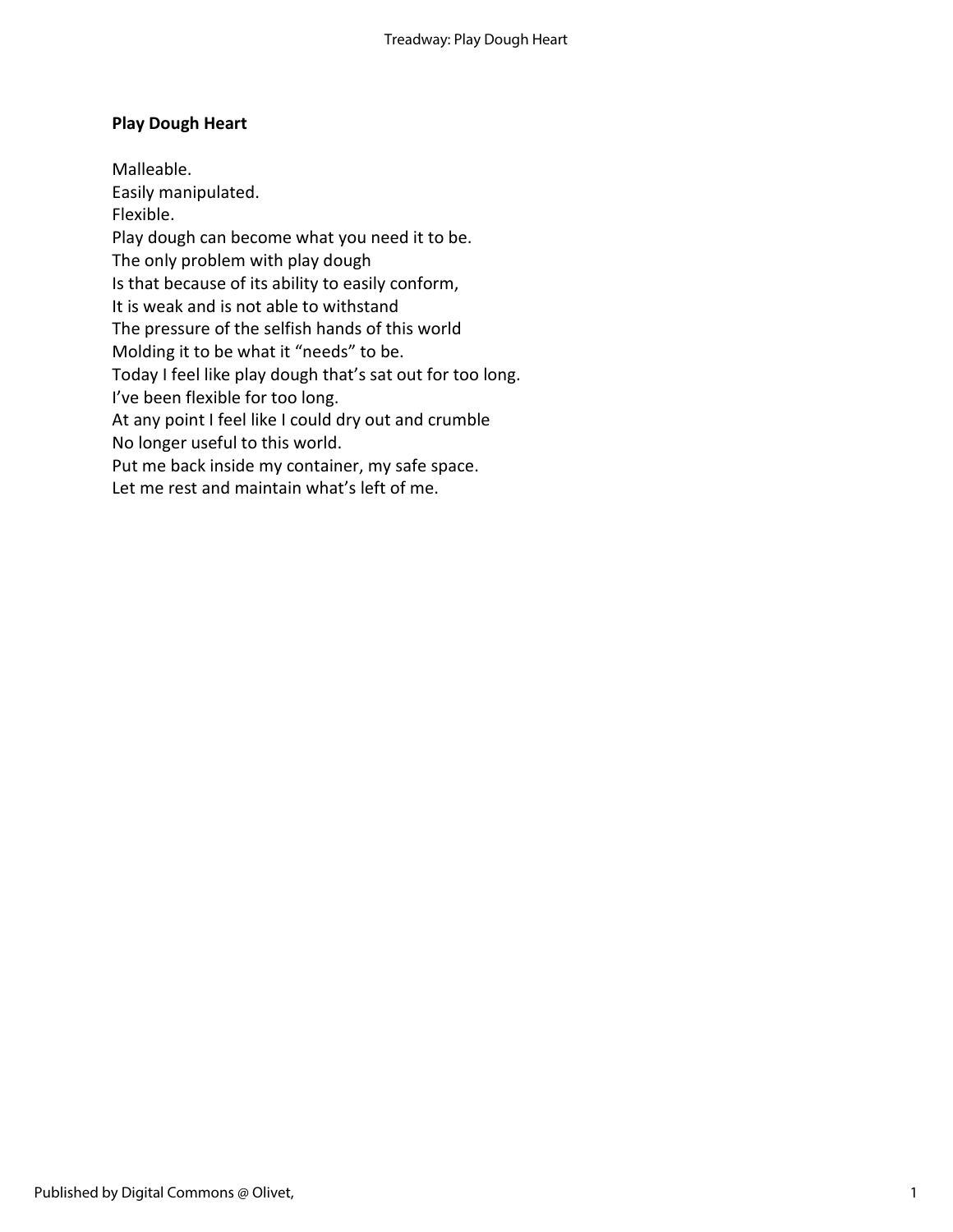**Play Dough Heart**

Malleable.  
Easily manipulated.  
Flexible.  
Play dough can become what you need it to be.  
The only problem with play dough  
Is that because of its ability to easily conform,  
It is weak and is not able to withstand  
The pressure of the selfish hands of this world  
Molding it to be what it "needs" to be.  
Today I feel like play dough that's sat out for too long.  
I've been flexible for too long.  
At any point I feel like I could dry out and crumble  
No longer useful to this world.  
Put me back inside my container, my safe space.  
Let me rest and maintain what's left of me.